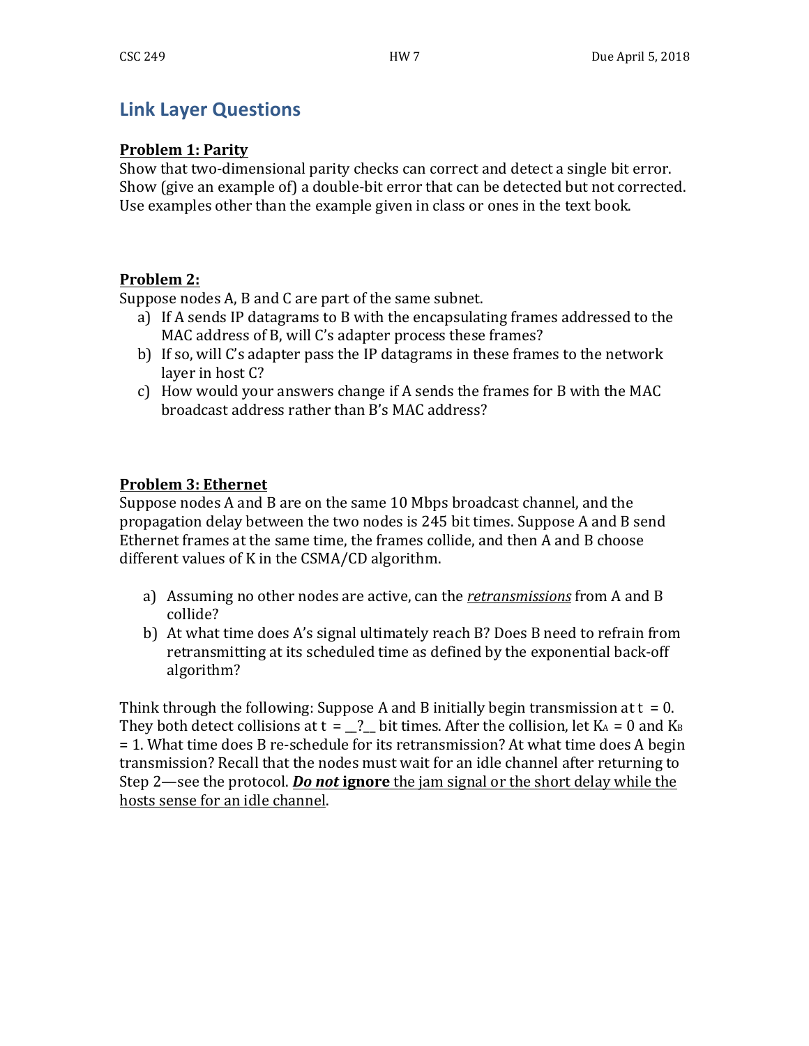# Link Layer Questions

**Problem 1: Parity**

Show that two-dimensional parity checks can correct and detect a single bit error. Show (give an example of) a double-bit error that can be detected but not corrected. Use examples other than the example given in class or ones in the text book.

**Problem 2:**

Suppose nodes A, B and C are part of the same subnet.

a) If A sends IP datagrams to B with the encapsulating frames addressed to the MAC address of B, will C's adapter process these frames?

b) If so, will C's adapter pass the IP datagrams in these frames to the network layer in host C?

c) How would your answers change if A sends the frames for B with the MAC broadcast address rather than B's MAC address?

**Problem 3: Ethernet**

Suppose nodes A and B are on the same 10 Mbps broadcast channel, and the propagation delay between the two nodes is 245 bit times. Suppose A and B send Ethernet frames at the same time, the frames collide, and then A and B choose different values of K in the CSMA/CD algorithm.

a) Assuming no other nodes are active, can the ***retransmissions*** from A and B collide?

b) At what time does A's signal ultimately reach B? Does B need to refrain from retransmitting at its scheduled time as defined by the exponential back-off algorithm?

Think through the following: Suppose A and B initially begin transmission at t = 0. They both detect collisions at t = __?__ bit times. After the collision, let $K_A = 0$ and $K_B = 1$. What time does B re-schedule for its retransmission? At what time does A begin transmission? Recall that the nodes must wait for an idle channel after returning to Step 2—see the protocol. ***Do not* ignore** the jam signal or the short delay while the hosts sense for an idle channel.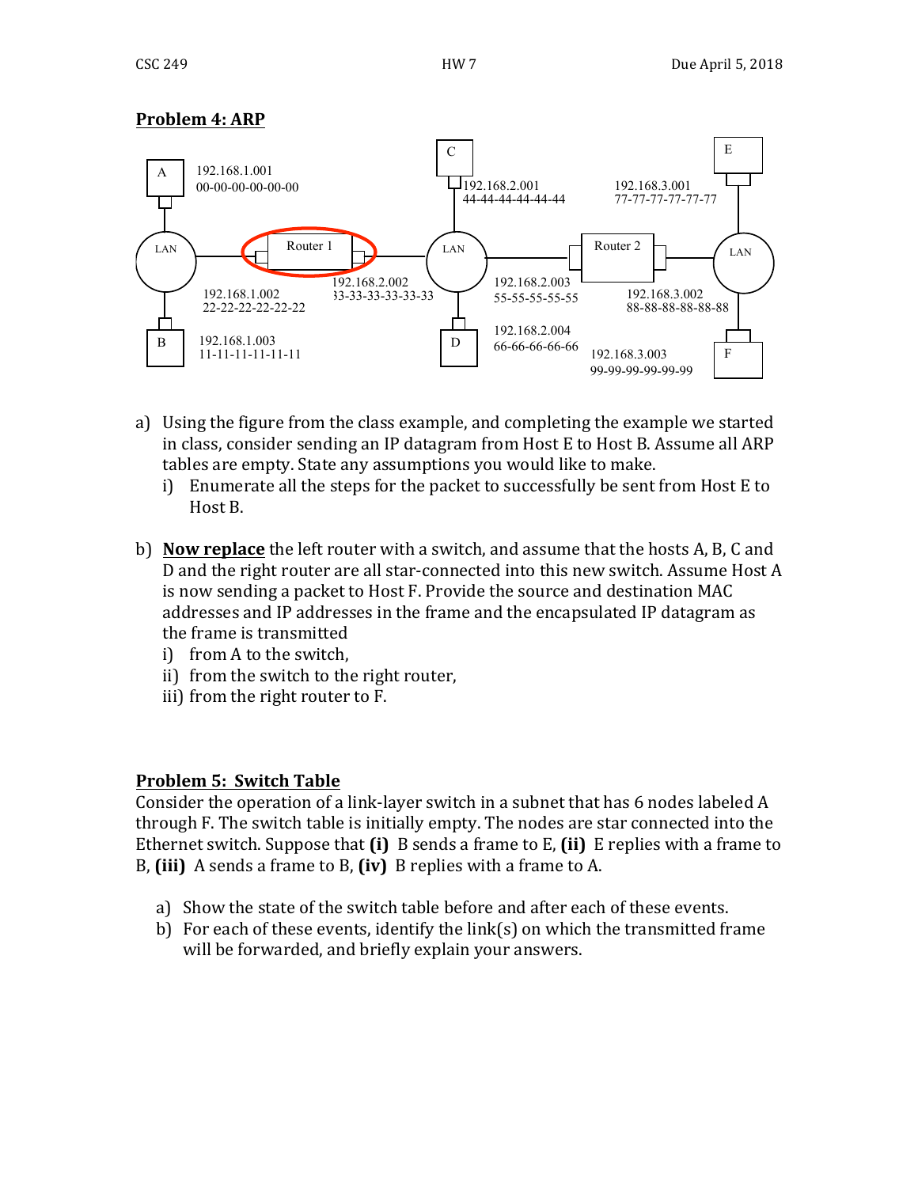## Problem 4: ARP

A
192.168.1.001
00-00-00-00-00-00

B
192.168.1.003
11-11-11-11-11-11

LAN

Router 1

192.168.1.002
22-22-22-22-22-22

192.168.2.002
33-33-33-33-33-33

C
192.168.2.001
44-44-44-44-44-44

LAN

D
192.168.2.004
66-66-66-66-66

192.168.2.003
55-55-55-55-55

Router 2

192.168.3.002
88-88-88-88-88-88

E
192.168.3.001
77-77-77-77-77-77

LAN

F
192.168.3.003
99-99-99-99-99-99

a) Using the figure from the class example, and completing the example we started in class, consider sending an IP datagram from Host E to Host B. Assume all ARP tables are empty. State any assumptions you would like to make.
   i) Enumerate all the steps for the packet to successfully be sent from Host E to Host B.

b) **Now replace** the left router with a switch, and assume that the hosts A, B, C and D and the right router are all star-connected into this new switch. Assume Host A is now sending a packet to Host F. Provide the source and destination MAC addresses and IP addresses in the frame and the encapsulated IP datagram as the frame is transmitted
   i) from A to the switch,
   ii) from the switch to the right router,
   iii) from the right router to F.

## Problem 5: Switch Table

Consider the operation of a link-layer switch in a subnet that has 6 nodes labeled A through F. The switch table is initially empty. The nodes are star connected into the Ethernet switch. Suppose that **(i)** B sends a frame to E, **(ii)** E replies with a frame to B, **(iii)** A sends a frame to B, **(iv)** B replies with a frame to A.

a) Show the state of the switch table before and after each of these events.
b) For each of these events, identify the link(s) on which the transmitted frame will be forwarded, and briefly explain your answers.